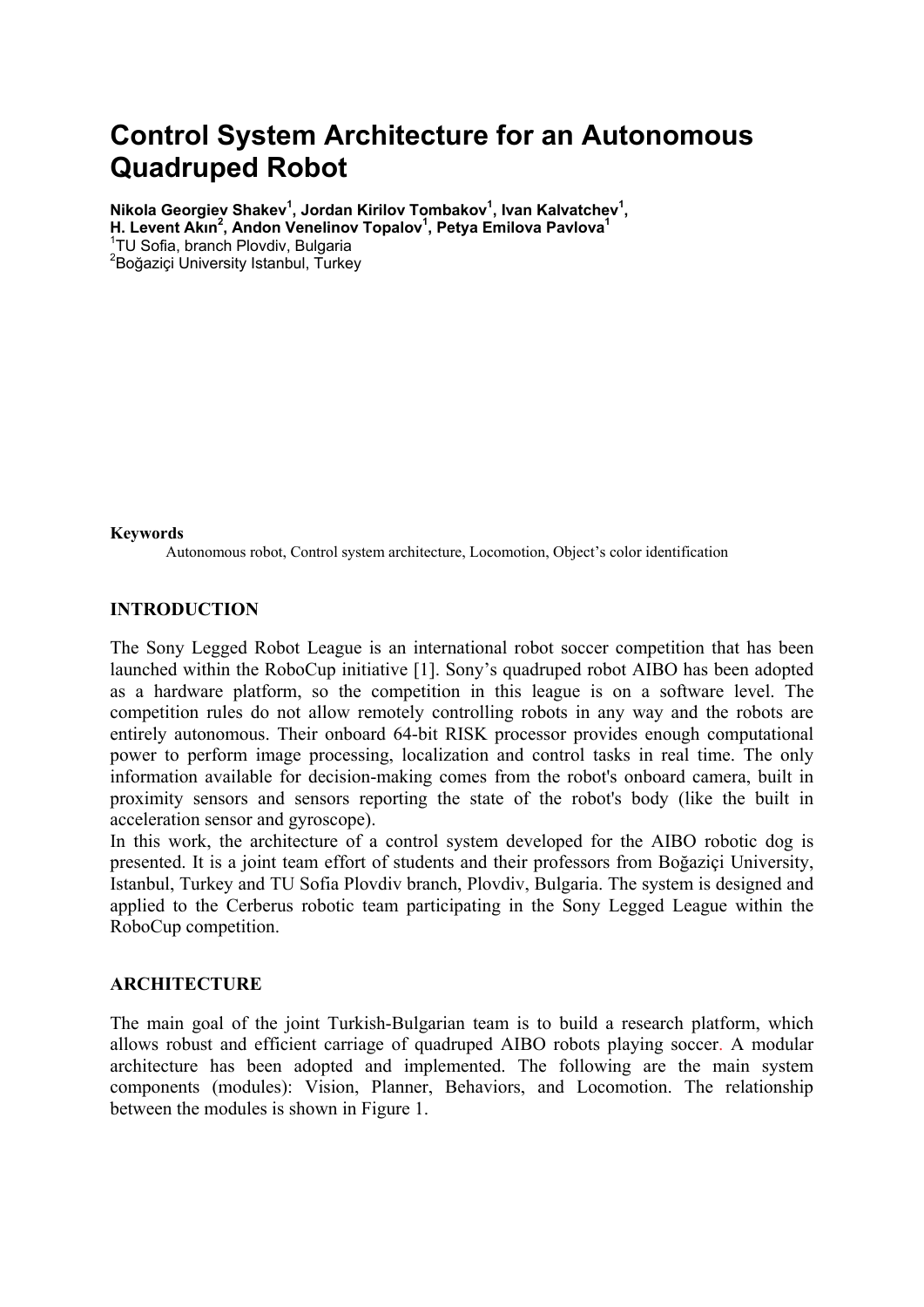# Control System Architecture for an Autonomous Quadruped Robot

**Nikola Georgiev Shakev[1], Jordan Kirilov Tombakov[1], Ivan Kalvatchev[1], H. Levent Akın[2], Andon Venelinov Topalov[1], Petya Emilova Pavlova[1]**

[1]TU Sofia, branch Plovdiv, Bulgaria

[2]Boğaziçi University Istanbul, Turkey

**Keywords**

Autonomous robot, Control system architecture, Locomotion, Object's color identification

## INTRODUCTION

The Sony Legged Robot League is an international robot soccer competition that has been launched within the RoboCup initiative [1]. Sony's quadruped robot AIBO has been adopted as a hardware platform, so the competition in this league is on a software level. The competition rules do not allow remotely controlling robots in any way and the robots are entirely autonomous. Their onboard 64-bit RISK processor provides enough computational power to perform image processing, localization and control tasks in real time. The only information available for decision-making comes from the robot's onboard camera, built in proximity sensors and sensors reporting the state of the robot's body (like the built in acceleration sensor and gyroscope).

In this work, the architecture of a control system developed for the AIBO robotic dog is presented. It is a joint team effort of students and their professors from Boğaziçi University, Istanbul, Turkey and TU Sofia Plovdiv branch, Plovdiv, Bulgaria. The system is designed and applied to the Cerberus robotic team participating in the Sony Legged League within the RoboCup competition.

## ARCHITECTURE

The main goal of the joint Turkish-Bulgarian team is to build a research platform, which allows robust and efficient carriage of quadruped AIBO robots playing soccer. A modular architecture has been adopted and implemented. The following are the main system components (modules): Vision, Planner, Behaviors, and Locomotion. The relationship between the modules is shown in Figure 1.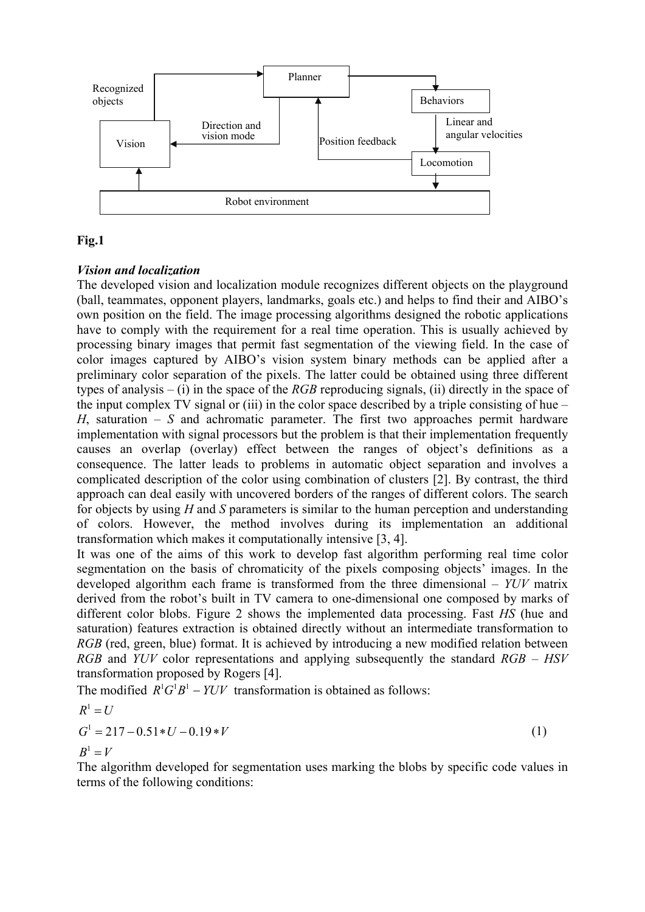Recognized objects

Planner

Behaviors

Vision

Direction and vision mode

Position feedback

Linear and angular velocities

Locomotion

Robot environment

**Fig.1**

***Vision and localization***

The developed vision and localization module recognizes different objects on the playground (ball, teammates, opponent players, landmarks, goals etc.) and helps to find their and AIBO's own position on the field. The image processing algorithms designed the robotic applications have to comply with the requirement for a real time operation. This is usually achieved by processing binary images that permit fast segmentation of the viewing field. In the case of color images captured by AIBO's vision system binary methods can be applied after a preliminary color separation of the pixels. The latter could be obtained using three different types of analysis – (i) in the space of the *RGB* reproducing signals, (ii) directly in the space of the input complex TV signal or (iii) in the color space described by a triple consisting of hue – *H*, saturation – *S* and achromatic parameter. The first two approaches permit hardware implementation with signal processors but the problem is that their implementation frequently causes an overlap (overlay) effect between the ranges of object's definitions as a consequence. The latter leads to problems in automatic object separation and involves a complicated description of the color using combination of clusters [2]. By contrast, the third approach can deal easily with uncovered borders of the ranges of different colors. The search for objects by using *H* and *S* parameters is similar to the human perception and understanding of colors. However, the method involves during its implementation an additional transformation which makes it computationally intensive [3, 4].

It was one of the aims of this work to develop fast algorithm performing real time color segmentation on the basis of chromaticity of the pixels composing objects' images. In the developed algorithm each frame is transformed from the three dimensional – *YUV* matrix derived from the robot's built in TV camera to one-dimensional one composed by marks of different color blobs. Figure 2 shows the implemented data processing. Fast *HS* (hue and saturation) features extraction is obtained directly without an intermediate transformation to *RGB* (red, green, blue) format. It is achieved by introducing a new modified relation between *RGB* and *YUV* color representations and applying subsequently the standard *RGB* – *HSV* transformation proposed by Rogers [4].

The modified $R^1G^1B^1 - YUV$ transformation is obtained as follows:

$$
\begin{aligned}
R^1 &= U \\
G^1 &= 217 - 0.51*U - 0.19*V \\
B^1 &= V
\end{aligned}
\tag{1}
$$

The algorithm developed for segmentation uses marking the blobs by specific code values in terms of the following conditions: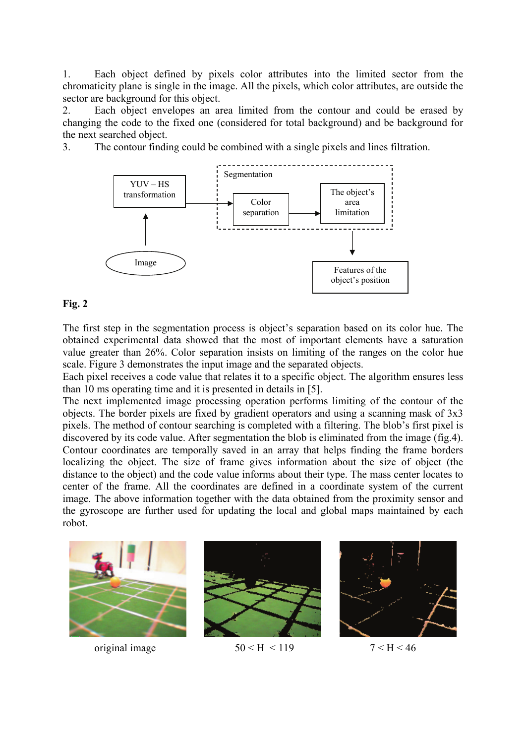1. Each object defined by pixels color attributes into the limited sector from the chromaticity plane is single in the image. All the pixels, which color attributes, are outside the sector are background for this object.
2. Each object envelopes an area limited from the contour and could be erased by changing the code to the fixed one (considered for total background) and be background for the next searched object.
3. The contour finding could be combined with a single pixels and lines filtration.

**Fig. 2**

The first step in the segmentation process is object's separation based on its color hue. The obtained experimental data showed that the most of important elements have a saturation value greater than 26%. Color separation insists on limiting of the ranges on the color hue scale. Figure 3 demonstrates the input image and the separated objects.
Each pixel receives a code value that relates it to a specific object. The algorithm ensures less than 10 ms operating time and it is presented in details in [5].
The next implemented image processing operation performs limiting of the contour of the objects. The border pixels are fixed by gradient operators and using a scanning mask of 3x3 pixels. The method of contour searching is completed with a filtering. The blob's first pixel is discovered by its code value. After segmentation the blob is eliminated from the image (fig.4). Contour coordinates are temporally saved in an array that helps finding the frame borders localizing the object. The size of frame gives information about the size of object (the distance to the object) and the code value informs about their type. The mass center locates to center of the frame. All the coordinates are defined in a coordinate system of the current image. The above information together with the data obtained from the proximity sensor and the gyroscope are further used for updating the local and global maps maintained by each robot.

original image | $50 < H < 119$ | $7 < H < 46$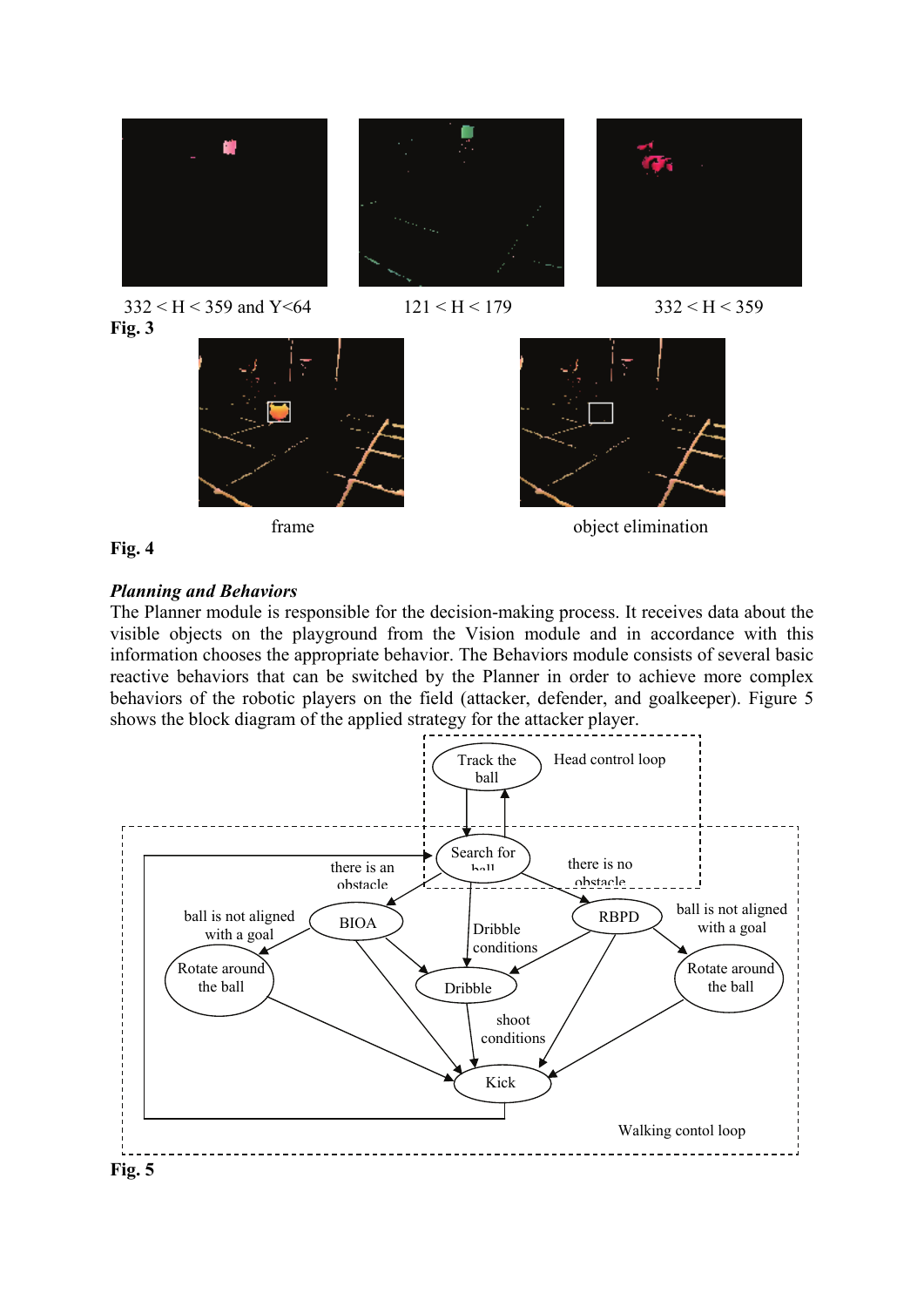332 < H < 359 and Y<64

121 < H < 179

332 < H < 359

**Fig. 3**

frame

object elimination

**Fig. 4**

***Planning and Behaviors***

The Planner module is responsible for the decision-making process. It receives data about the visible objects on the playground from the Vision module and in accordance with this information chooses the appropriate behavior. The Behaviors module consists of several basic reactive behaviors that can be switched by the Planner in order to achieve more complex behaviors of the robotic players on the field (attacker, defender, and goalkeeper). Figure 5 shows the block diagram of the applied strategy for the attacker player.

Track the ball

Head control loop

Search for ball

there is an obstacle

there is no obstacle

ball is not aligned with a goal

BIOA

RBPD

ball is not aligned with a goal

Dribble conditions

Rotate around the ball

Dribble

Rotate around the ball

shoot conditions

Kick

Walking contol loop

**Fig. 5**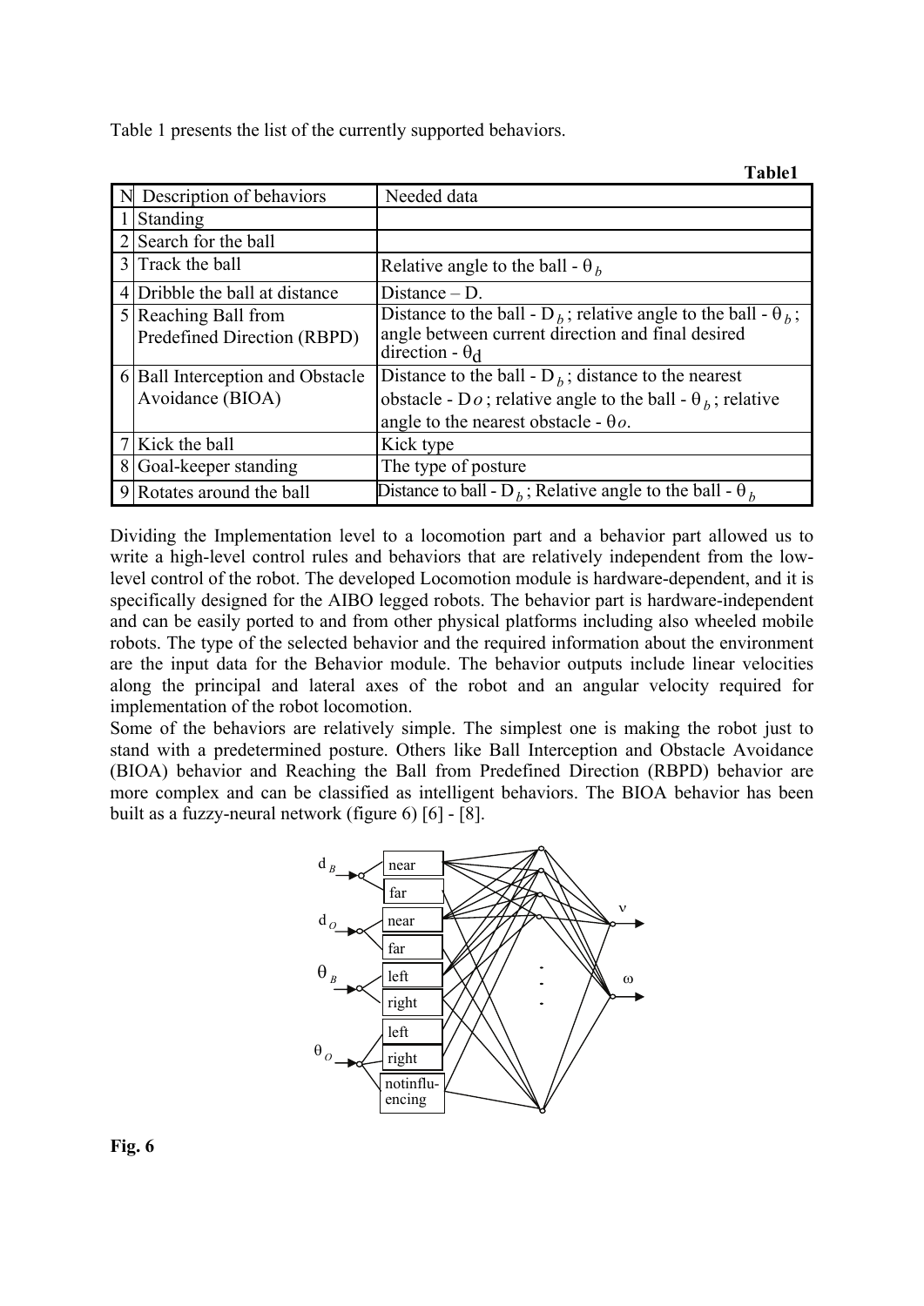Table 1 presents the list of the currently supported behaviors.

**Table1**

| N | Description of behaviors | Needed data |
|---|---|---|
| 1 | Standing | |
| 2 | Search for the ball | |
| 3 | Track the ball | Relative angle to the ball - $\theta_b$ |
| 4 | Dribble the ball at distance | Distance – D. |
| 5 | Reaching Ball from Predefined Direction (RBPD) | Distance to the ball - $D_b$ ; relative angle to the ball - $\theta_b$ ; angle between current direction and final desired direction - $\theta_d$ |
| 6 | Ball Interception and Obstacle Avoidance (BIOA) | Distance to the ball - $D_b$ ; distance to the nearest obstacle - $Do$ ; relative angle to the ball - $\theta_b$ ; relative angle to the nearest obstacle - $\theta o$. |
| 7 | Kick the ball | Kick type |
| 8 | Goal-keeper standing | The type of posture |
| 9 | Rotates around the ball | Distance to ball - $D_b$ ; Relative angle to the ball - $\theta_b$ |

Dividing the Implementation level to a locomotion part and a behavior part allowed us to write a high-level control rules and behaviors that are relatively independent from the low-level control of the robot. The developed Locomotion module is hardware-dependent, and it is specifically designed for the AIBO legged robots. The behavior part is hardware-independent and can be easily ported to and from other physical platforms including also wheeled mobile robots. The type of the selected behavior and the required information about the environment are the input data for the Behavior module. The behavior outputs include linear velocities along the principal and lateral axes of the robot and an angular velocity required for implementation of the robot locomotion.

Some of the behaviors are relatively simple. The simplest one is making the robot just to stand with a predetermined posture. Others like Ball Interception and Obstacle Avoidance (BIOA) behavior and Reaching the Ball from Predefined Direction (RBPD) behavior are more complex and can be classified as intelligent behaviors. The BIOA behavior has been built as a fuzzy-neural network (figure 6) [6] - [8].

**Fig. 6**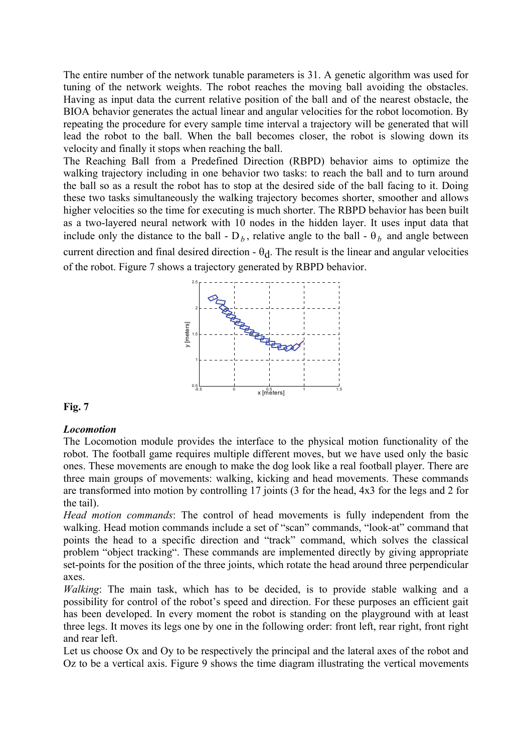The entire number of the network tunable parameters is 31. A genetic algorithm was used for tuning of the network weights. The robot reaches the moving ball avoiding the obstacles. Having as input data the current relative position of the ball and of the nearest obstacle, the BIOA behavior generates the actual linear and angular velocities for the robot locomotion. By repeating the procedure for every sample time interval a trajectory will be generated that will lead the robot to the ball. When the ball becomes closer, the robot is slowing down its velocity and finally it stops when reaching the ball.

The Reaching Ball from a Predefined Direction (RBPD) behavior aims to optimize the walking trajectory including in one behavior two tasks: to reach the ball and to turn around the ball so as a result the robot has to stop at the desired side of the ball facing to it. Doing these two tasks simultaneously the walking trajectory becomes shorter, smoother and allows higher velocities so the time for executing is much shorter. The RBPD behavior has been built as a two-layered neural network with 10 nodes in the hidden layer. It uses input data that include only the distance to the ball - $D_b$, relative angle to the ball - $\theta_b$ and angle between current direction and final desired direction - $\theta_d$. The result is the linear and angular velocities of the robot. Figure 7 shows a trajectory generated by RBPD behavior.

**Fig. 7**

***Locomotion***

The Locomotion module provides the interface to the physical motion functionality of the robot. The football game requires multiple different moves, but we have used only the basic ones. These movements are enough to make the dog look like a real football player. There are three main groups of movements: walking, kicking and head movements. These commands are transformed into motion by controlling 17 joints (3 for the head, 4x3 for the legs and 2 for the tail).

*Head motion commands*: The control of head movements is fully independent from the walking. Head motion commands include a set of "scan" commands, "look-at" command that points the head to a specific direction and "track" command, which solves the classical problem "object tracking". These commands are implemented directly by giving appropriate set-points for the position of the three joints, which rotate the head around three perpendicular axes.

*Walking*: The main task, which has to be decided, is to provide stable walking and a possibility for control of the robot's speed and direction. For these purposes an efficient gait has been developed. In every moment the robot is standing on the playground with at least three legs. It moves its legs one by one in the following order: front left, rear right, front right and rear left.

Let us choose Ox and Oy to be respectively the principal and the lateral axes of the robot and Oz to be a vertical axis. Figure 9 shows the time diagram illustrating the vertical movements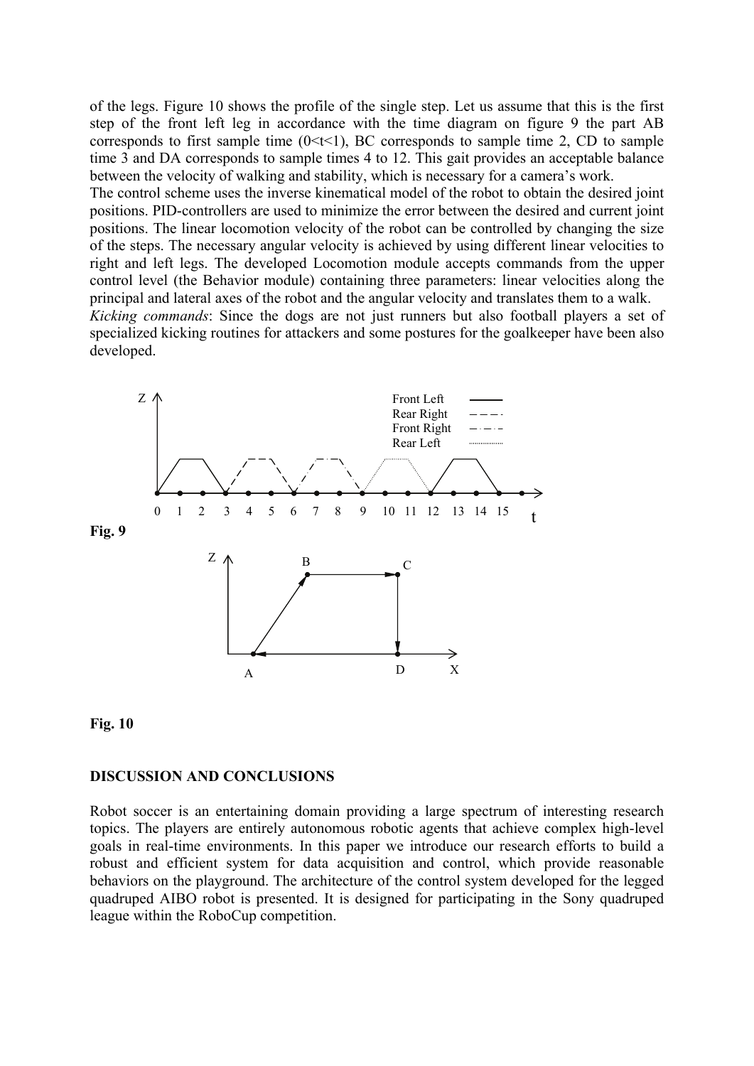of the legs. Figure 10 shows the profile of the single step. Let us assume that this is the first step of the front left leg in accordance with the time diagram on figure 9 the part AB corresponds to first sample time ($0<t<1$), BC corresponds to sample time 2, CD to sample time 3 and DA corresponds to sample times 4 to 12. This gait provides an acceptable balance between the velocity of walking and stability, which is necessary for a camera's work.

The control scheme uses the inverse kinematical model of the robot to obtain the desired joint positions. PID-controllers are used to minimize the error between the desired and current joint positions. The linear locomotion velocity of the robot can be controlled by changing the size of the steps. The necessary angular velocity is achieved by using different linear velocities to right and left legs. The developed Locomotion module accepts commands from the upper control level (the Behavior module) containing three parameters: linear velocities along the principal and lateral axes of the robot and the angular velocity and translates them to a walk.

*Kicking commands*: Since the dogs are not just runners but also football players a set of specialized kicking routines for attackers and some postures for the goalkeeper have been also developed.

**Fig. 9**

**Fig. 10**

## DISCUSSION AND CONCLUSIONS

Robot soccer is an entertaining domain providing a large spectrum of interesting research topics. The players are entirely autonomous robotic agents that achieve complex high-level goals in real-time environments. In this paper we introduce our research efforts to build a robust and efficient system for data acquisition and control, which provide reasonable behaviors on the playground. The architecture of the control system developed for the legged quadruped AIBO robot is presented. It is designed for participating in the Sony quadruped league within the RoboCup competition.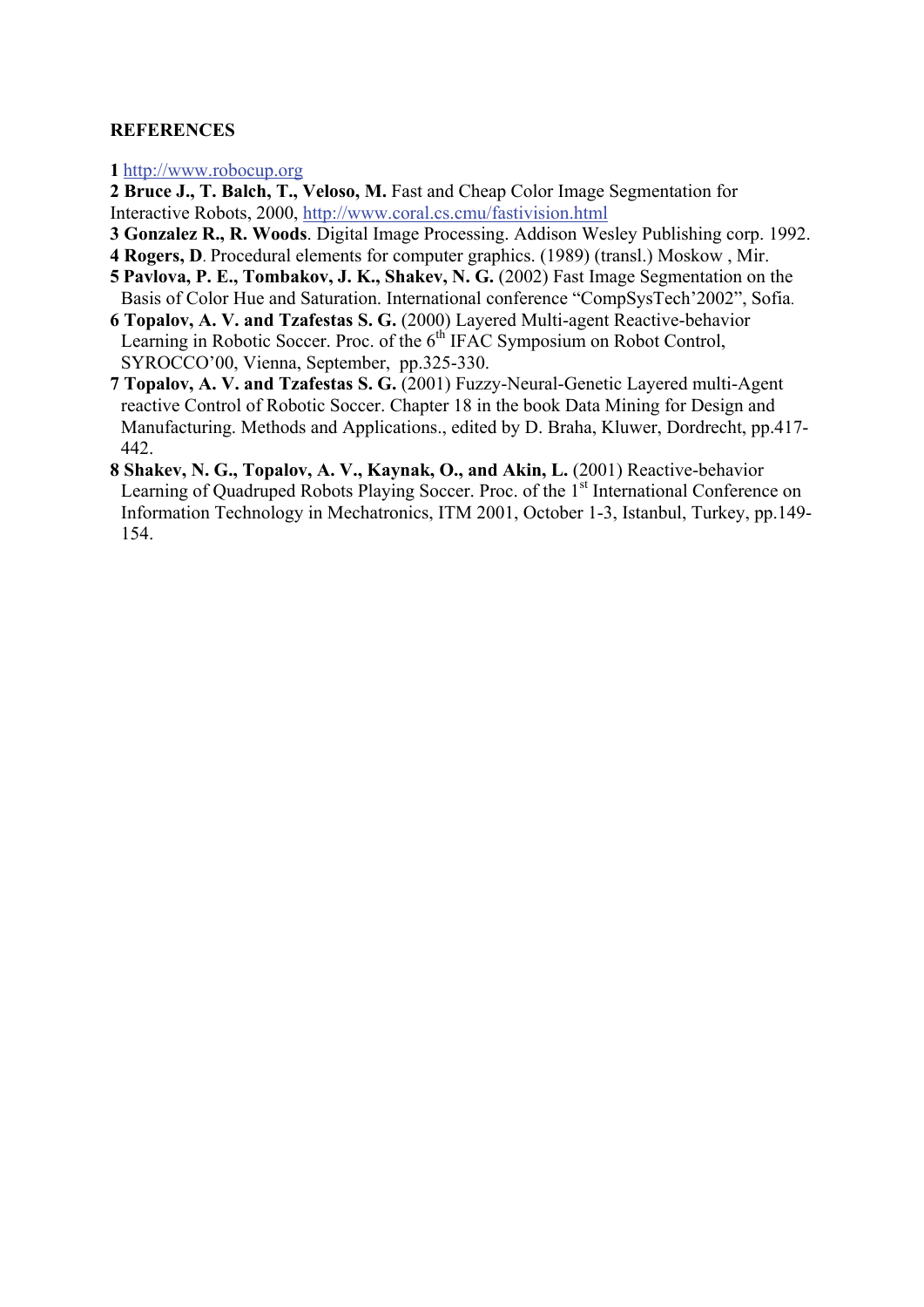**REFERENCES**

**1** http://www.robocup.org

**2 Bruce J., T. Balch, T., Veloso, M.** Fast and Cheap Color Image Segmentation for Interactive Robots, 2000, http://www.coral.cs.cmu/fastivision.html

**3 Gonzalez R., R. Woods**. Digital Image Processing. Addison Wesley Publishing corp. 1992.

**4 Rogers, D**. Procedural elements for computer graphics. (1989) (transl.) Moskow , Mir.

**5 Pavlova, P. E., Tombakov, J. K., Shakev, N. G.** (2002) Fast Image Segmentation on the Basis of Color Hue and Saturation. International conference "CompSysTech'2002", Sofia.

**6 Topalov, A. V. and Tzafestas S. G.** (2000) Layered Multi-agent Reactive-behavior Learning in Robotic Soccer. Proc. of the 6th IFAC Symposium on Robot Control, SYROCCO'00, Vienna, September, pp.325-330.

**7 Topalov, A. V. and Tzafestas S. G.** (2001) Fuzzy-Neural-Genetic Layered multi-Agent reactive Control of Robotic Soccer. Chapter 18 in the book Data Mining for Design and Manufacturing. Methods and Applications., edited by D. Braha, Kluwer, Dordrecht, pp.417-442.

**8 Shakev, N. G., Topalov, A. V., Kaynak, O., and Akin, L.** (2001) Reactive-behavior Learning of Quadruped Robots Playing Soccer. Proc. of the 1st International Conference on Information Technology in Mechatronics, ITM 2001, October 1-3, Istanbul, Turkey, pp.149-154.